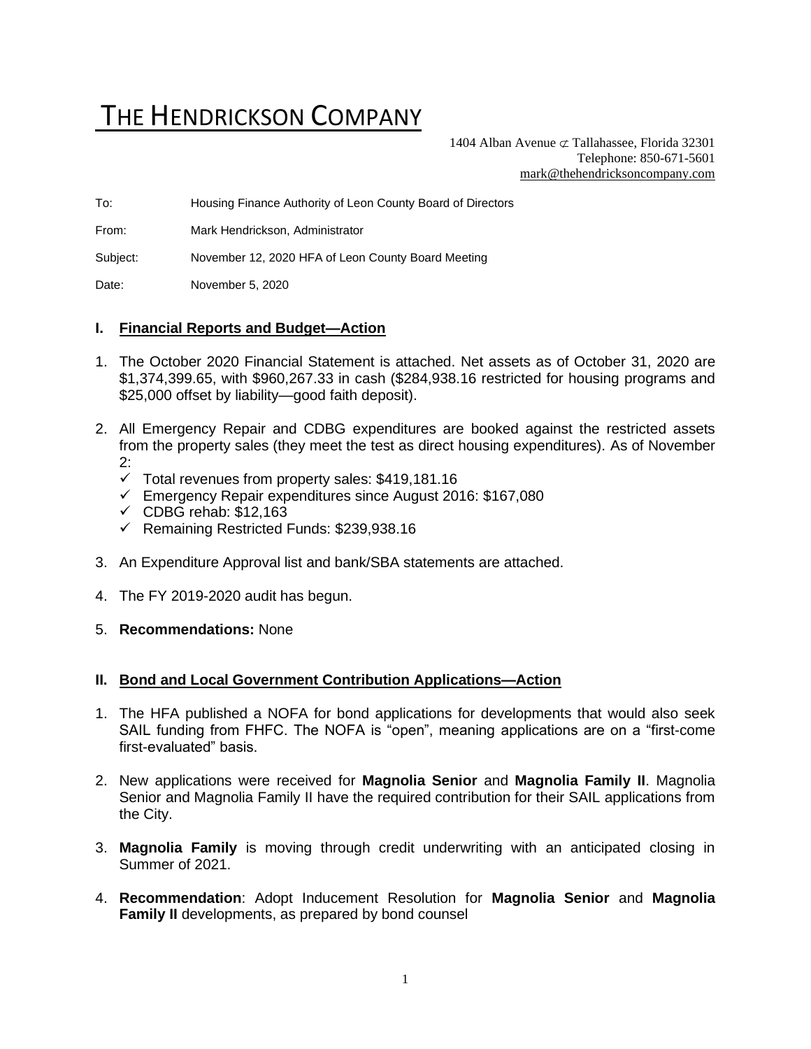# THE HENDRICKSON COMPANY

1404 Alban Avenue ⊄ Tallahassee, Florida 32301
Telephone: 850-671-5601
mark@thehendricksoncompany.com

To: Housing Finance Authority of Leon County Board of Directors

From: Mark Hendrickson, Administrator

Subject: November 12, 2020 HFA of Leon County Board Meeting

Date: November 5, 2020

## I. Financial Reports and Budget—Action

1. The October 2020 Financial Statement is attached. Net assets as of October 31, 2020 are $1,374,399.65, with $960,267.33 in cash ($284,938.16 restricted for housing programs and $25,000 offset by liability—good faith deposit).

2. All Emergency Repair and CDBG expenditures are booked against the restricted assets from the property sales (they meet the test as direct housing expenditures). As of November 2:
   - ✓ Total revenues from property sales: $419,181.16
   - ✓ Emergency Repair expenditures since August 2016: $167,080
   - ✓ CDBG rehab: $12,163
   - ✓ Remaining Restricted Funds: $239,938.16

3. An Expenditure Approval list and bank/SBA statements are attached.

4. The FY 2019-2020 audit has begun.

5. **Recommendations:** None

## II. Bond and Local Government Contribution Applications—Action

1. The HFA published a NOFA for bond applications for developments that would also seek SAIL funding from FHFC. The NOFA is "open", meaning applications are on a "first-come first-evaluated" basis.

2. New applications were received for **Magnolia Senior** and **Magnolia Family II**. Magnolia Senior and Magnolia Family II have the required contribution for their SAIL applications from the City.

3. **Magnolia Family** is moving through credit underwriting with an anticipated closing in Summer of 2021.

4. **Recommendation**: Adopt Inducement Resolution for **Magnolia Senior** and **Magnolia Family II** developments, as prepared by bond counsel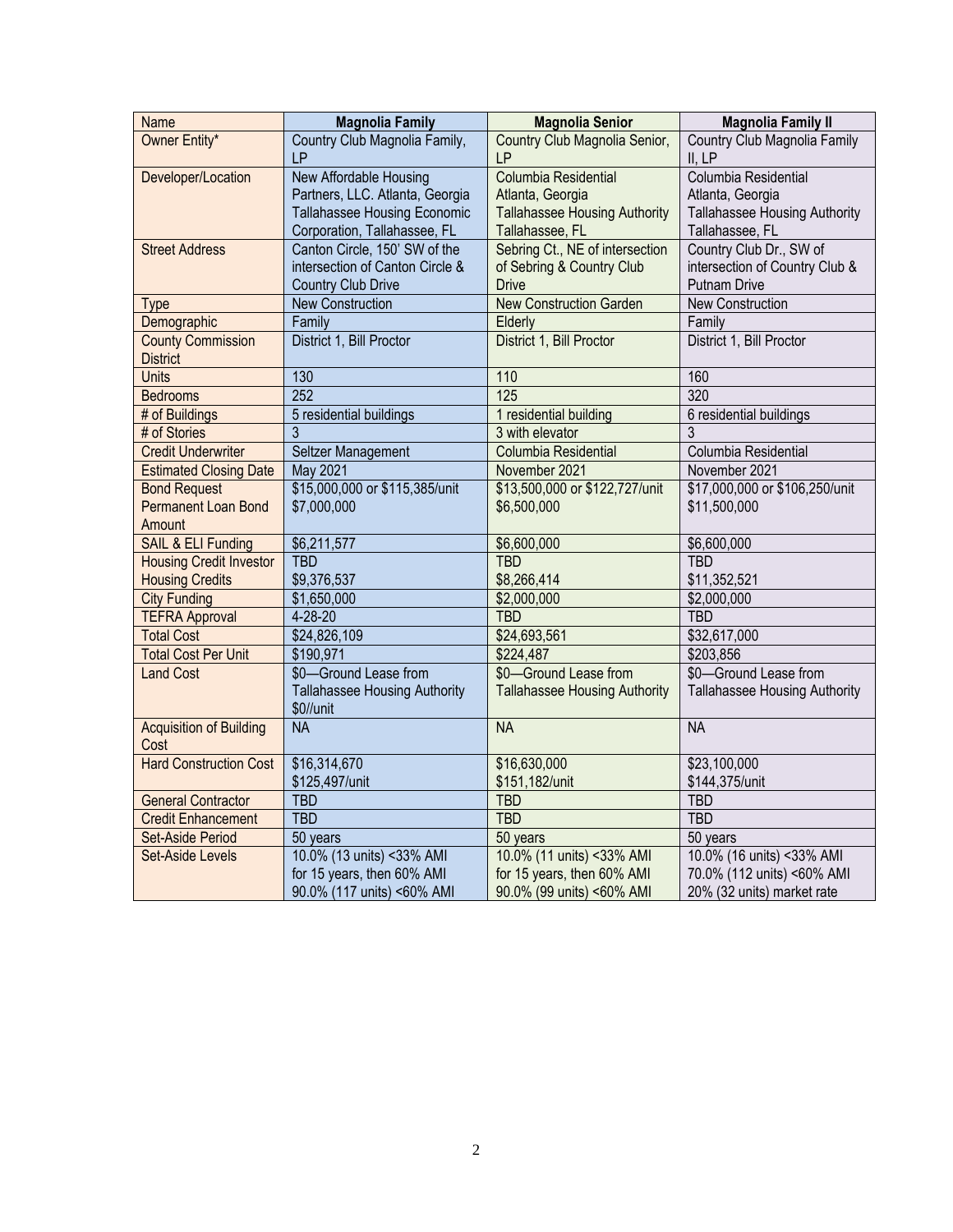| Name | **Magnolia Family** | **Magnolia Senior** | **Magnolia Family II** |
|---|---|---|---|
| Owner Entity* | Country Club Magnolia Family, LP | Country Club Magnolia Senior, LP | Country Club Magnolia Family II, LP |
| Developer/Location | New Affordable Housing Partners, LLC. Atlanta, Georgia<br>Tallahassee Housing Economic Corporation, Tallahassee, FL | Columbia Residential<br>Atlanta, Georgia<br>Tallahassee Housing Authority<br>Tallahassee, FL | Columbia Residential<br>Atlanta, Georgia<br>Tallahassee Housing Authority<br>Tallahassee, FL |
| Street Address | Canton Circle, 150' SW of the intersection of Canton Circle & Country Club Drive | Sebring Ct., NE of intersection of Sebring & Country Club Drive | Country Club Dr., SW of intersection of Country Club & Putnam Drive |
| Type | New Construction | New Construction Garden | New Construction |
| Demographic | Family | Elderly | Family |
| County Commission District | District 1, Bill Proctor | District 1, Bill Proctor | District 1, Bill Proctor |
| Units | 130 | 110 | 160 |
| Bedrooms | 252 | 125 | 320 |
| # of Buildings | 5 residential buildings | 1 residential building | 6 residential buildings |
| # of Stories | 3 | 3 with elevator | 3 |
| Credit Underwriter | Seltzer Management | Columbia Residential | Columbia Residential |
| Estimated Closing Date | May 2021 | November 2021 | November 2021 |
| Bond Request<br>Permanent Loan Bond Amount | $15,000,000 or $115,385/unit<br>$7,000,000 | $13,500,000 or $122,727/unit<br>$6,500,000 | $17,000,000 or $106,250/unit<br>$11,500,000 |
| SAIL & ELI Funding | $6,211,577 | $6,600,000 | $6,600,000 |
| Housing Credit Investor<br>Housing Credits | TBD<br>$9,376,537 | TBD<br>$8,266,414 | TBD<br>$11,352,521 |
| City Funding | $1,650,000 | $2,000,000 | $2,000,000 |
| TEFRA Approval | 4-28-20 | TBD | TBD |
| Total Cost | $24,826,109 | $24,693,561 | $32,617,000 |
| Total Cost Per Unit | $190,971 | $224,487 | $203,856 |
| Land Cost | $0—Ground Lease from Tallahassee Housing Authority<br>$0//unit | $0—Ground Lease from Tallahassee Housing Authority | $0—Ground Lease from Tallahassee Housing Authority |
| Acquisition of Building Cost | NA | NA | NA |
| Hard Construction Cost | $16,314,670<br>$125,497/unit | $16,630,000<br>$151,182/unit | $23,100,000<br>$144,375/unit |
| General Contractor | TBD | TBD | TBD |
| Credit Enhancement | TBD | TBD | TBD |
| Set-Aside Period | 50 years | 50 years | 50 years |
| Set-Aside Levels | 10.0% (13 units) <33% AMI for 15 years, then 60% AMI<br>90.0% (117 units) <60% AMI | 10.0% (11 units) <33% AMI for 15 years, then 60% AMI<br>90.0% (99 units) <60% AMI | 10.0% (16 units) <33% AMI<br>70.0% (112 units) <60% AMI<br>20% (32 units) market rate |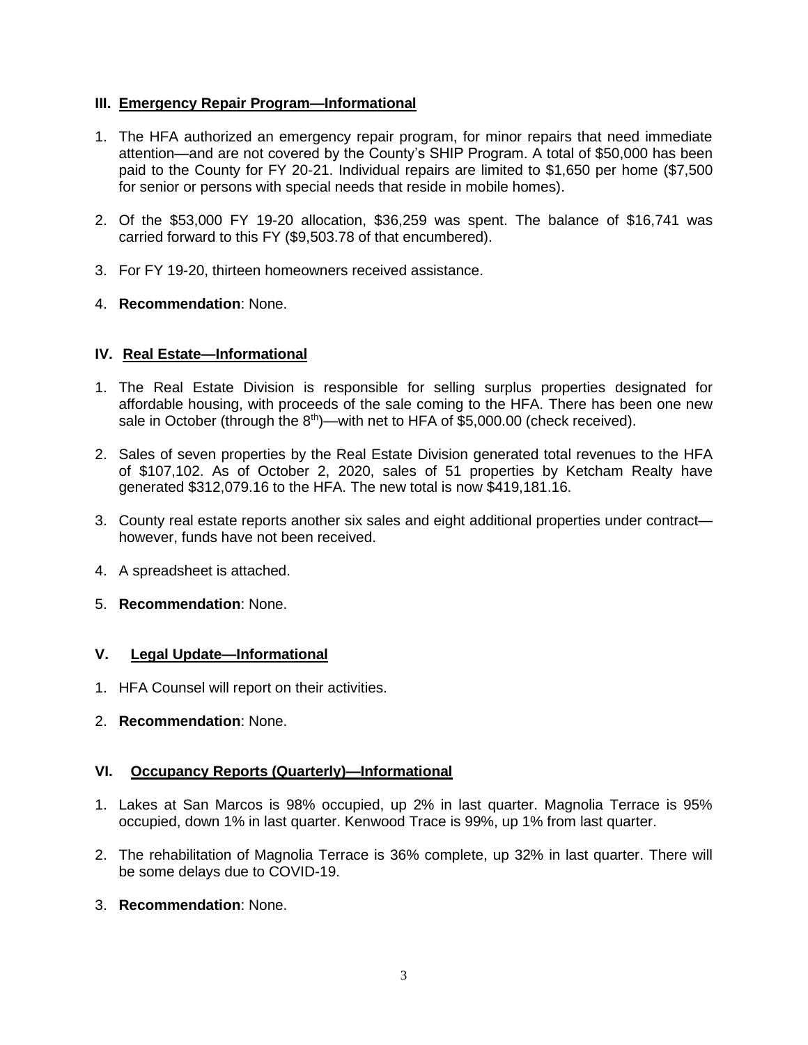## III. Emergency Repair Program—Informational

1. The HFA authorized an emergency repair program, for minor repairs that need immediate attention—and are not covered by the County's SHIP Program. A total of $50,000 has been paid to the County for FY 20-21. Individual repairs are limited to $1,650 per home ($7,500 for senior or persons with special needs that reside in mobile homes).

2. Of the $53,000 FY 19-20 allocation, $36,259 was spent. The balance of $16,741 was carried forward to this FY ($9,503.78 of that encumbered).

3. For FY 19-20, thirteen homeowners received assistance.

4. **Recommendation**: None.

## IV. Real Estate—Informational

1. The Real Estate Division is responsible for selling surplus properties designated for affordable housing, with proceeds of the sale coming to the HFA. There has been one new sale in October (through the 8th)—with net to HFA of $5,000.00 (check received).

2. Sales of seven properties by the Real Estate Division generated total revenues to the HFA of $107,102. As of October 2, 2020, sales of 51 properties by Ketcham Realty have generated $312,079.16 to the HFA. The new total is now $419,181.16.

3. County real estate reports another six sales and eight additional properties under contract—however, funds have not been received.

4. A spreadsheet is attached.

5. **Recommendation**: None.

## V. Legal Update—Informational

1. HFA Counsel will report on their activities.

2. **Recommendation**: None.

## VI. Occupancy Reports (Quarterly)—Informational

1. Lakes at San Marcos is 98% occupied, up 2% in last quarter. Magnolia Terrace is 95% occupied, down 1% in last quarter. Kenwood Trace is 99%, up 1% from last quarter.

2. The rehabilitation of Magnolia Terrace is 36% complete, up 32% in last quarter. There will be some delays due to COVID-19.

3. **Recommendation**: None.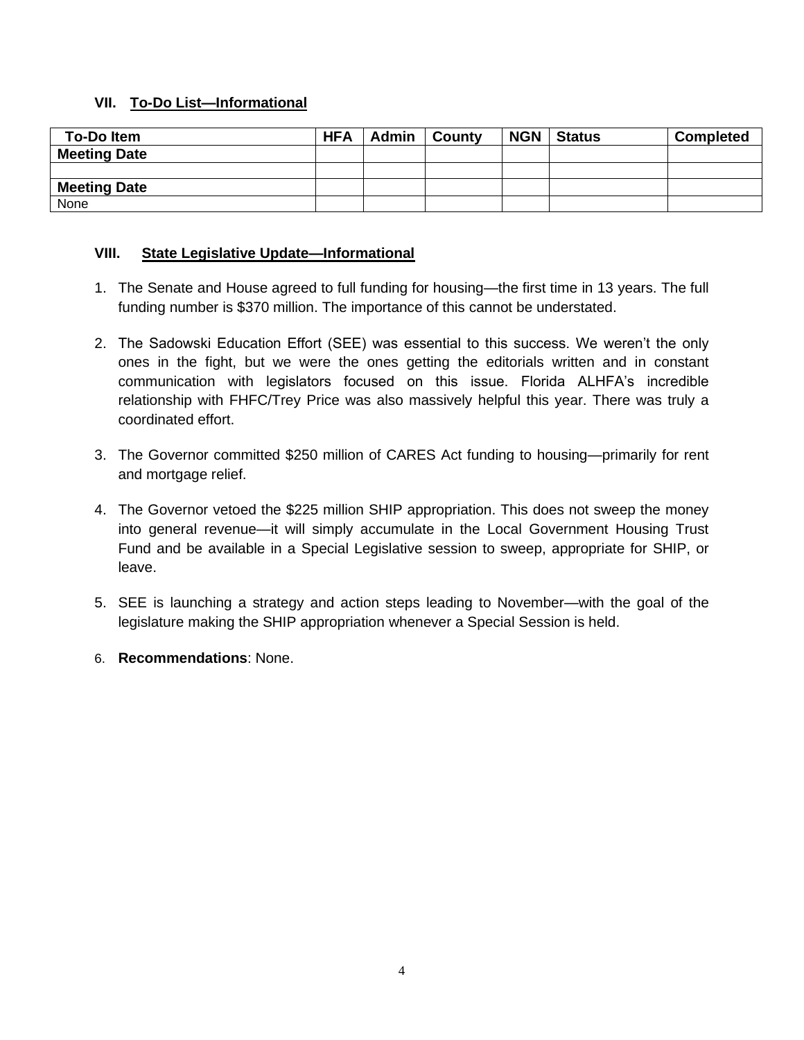### VII. To-Do List—Informational

| To-Do Item | HFA | Admin | County | NGN | Status | Completed |
|---|---|---|---|---|---|---|
| **Meeting Date** | | | | | | |
| | | | | | | |
| **Meeting Date** | | | | | | |
| None | | | | | | |

### VIII. State Legislative Update—Informational

1. The Senate and House agreed to full funding for housing—the first time in 13 years. The full funding number is $370 million. The importance of this cannot be understated.

2. The Sadowski Education Effort (SEE) was essential to this success. We weren't the only ones in the fight, but we were the ones getting the editorials written and in constant communication with legislators focused on this issue. Florida ALHFA's incredible relationship with FHFC/Trey Price was also massively helpful this year. There was truly a coordinated effort.

3. The Governor committed $250 million of CARES Act funding to housing—primarily for rent and mortgage relief.

4. The Governor vetoed the $225 million SHIP appropriation. This does not sweep the money into general revenue—it will simply accumulate in the Local Government Housing Trust Fund and be available in a Special Legislative session to sweep, appropriate for SHIP, or leave.

5. SEE is launching a strategy and action steps leading to November—with the goal of the legislature making the SHIP appropriation whenever a Special Session is held.

6. **Recommendations**: None.